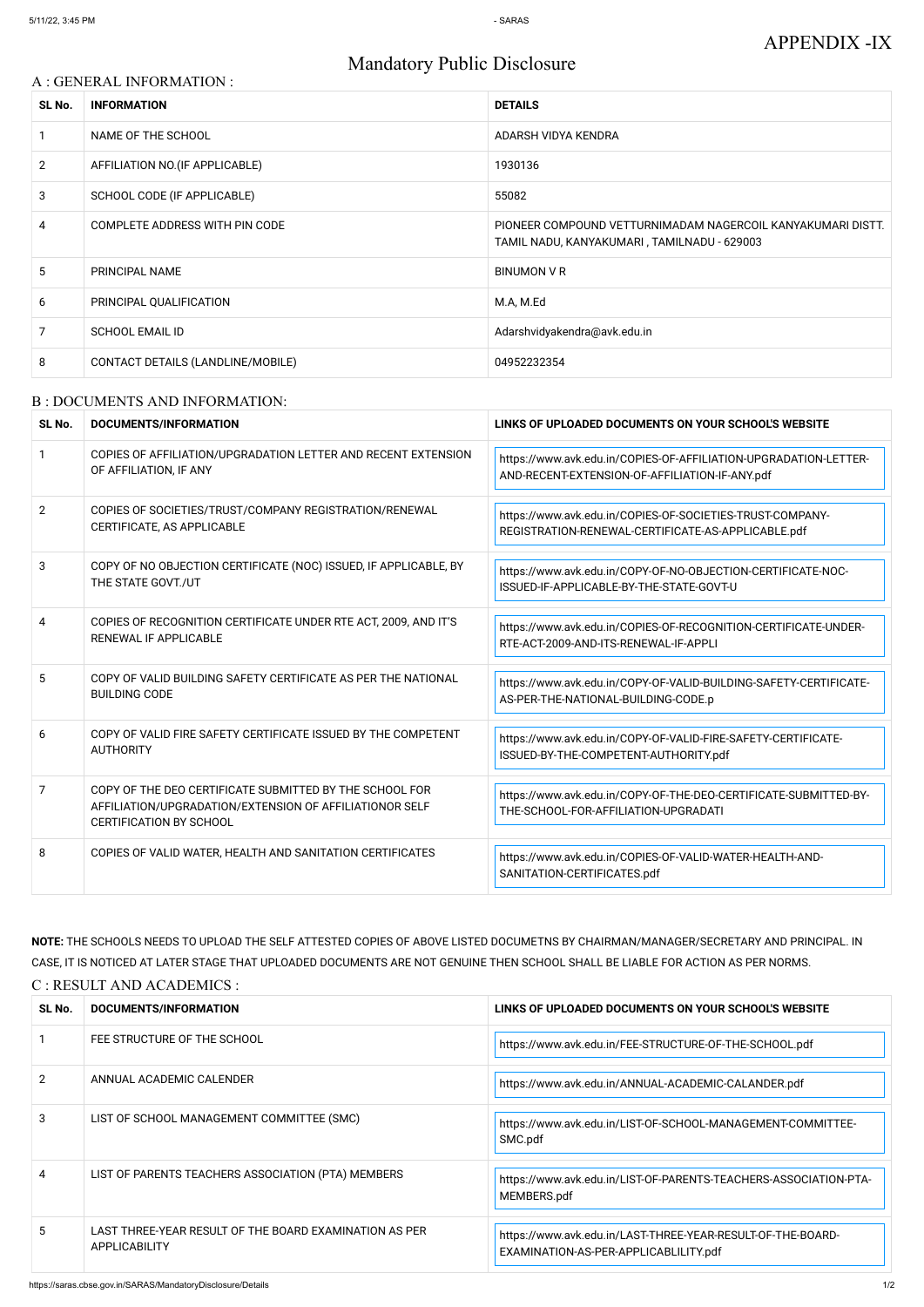APPENDIX -IX

# Mandatory Public Disclosure

## A : GENERAL INFORMATION :

| SL No. | INFORMATION | DETAILS |
|---|---|---|
| 1 | NAME OF THE SCHOOL | ADARSH VIDYA KENDRA |
| 2 | AFFILIATION NO.(IF APPLICABLE) | 1930136 |
| 3 | SCHOOL CODE (IF APPLICABLE) | 55082 |
| 4 | COMPLETE ADDRESS WITH PIN CODE | PIONEER COMPOUND VETTURNIMADAM NAGERCOIL KANYAKUMARI DISTT. TAMIL NADU, KANYAKUMARI , TAMILNADU - 629003 |
| 5 | PRINCIPAL NAME | BINUMON V R |
| 6 | PRINCIPAL QUALIFICATION | M.A, M.Ed |
| 7 | SCHOOL EMAIL ID | Adarshvidyakendra@avk.edu.in |
| 8 | CONTACT DETAILS (LANDLINE/MOBILE) | 04952232354 |

## B : DOCUMENTS AND INFORMATION:

| SL No. | DOCUMENTS/INFORMATION | LINKS OF UPLOADED DOCUMENTS ON YOUR SCHOOL'S WEBSITE |
|---|---|---|
| 1 | COPIES OF AFFILIATION/UPGRADATION LETTER AND RECENT EXTENSION OF AFFILIATION, IF ANY | https://www.avk.edu.in/COPIES-OF-AFFILIATION-UPGRADATION-LETTER-AND-RECENT-EXTENSION-OF-AFFILIATION-IF-ANY.pdf |
| 2 | COPIES OF SOCIETIES/TRUST/COMPANY REGISTRATION/RENEWAL CERTIFICATE, AS APPLICABLE | https://www.avk.edu.in/COPIES-OF-SOCIETIES-TRUST-COMPANY-REGISTRATION-RENEWAL-CERTIFICATE-AS-APPLICABLE.pdf |
| 3 | COPY OF NO OBJECTION CERTIFICATE (NOC) ISSUED, IF APPLICABLE, BY THE STATE GOVT./UT | https://www.avk.edu.in/COPY-OF-NO-OBJECTION-CERTIFICATE-NOC-ISSUED-IF-APPLICABLE-BY-THE-STATE-GOVT-U |
| 4 | COPIES OF RECOGNITION CERTIFICATE UNDER RTE ACT, 2009, AND IT'S RENEWAL IF APPLICABLE | https://www.avk.edu.in/COPIES-OF-RECOGNITION-CERTIFICATE-UNDER-RTE-ACT-2009-AND-ITS-RENEWAL-IF-APPLI |
| 5 | COPY OF VALID BUILDING SAFETY CERTIFICATE AS PER THE NATIONAL BUILDING CODE | https://www.avk.edu.in/COPY-OF-VALID-BUILDING-SAFETY-CERTIFICATE-AS-PER-THE-NATIONAL-BUILDING-CODE.p |
| 6 | COPY OF VALID FIRE SAFETY CERTIFICATE ISSUED BY THE COMPETENT AUTHORITY | https://www.avk.edu.in/COPY-OF-VALID-FIRE-SAFETY-CERTIFICATE-ISSUED-BY-THE-COMPETENT-AUTHORITY.pdf |
| 7 | COPY OF THE DEO CERTIFICATE SUBMITTED BY THE SCHOOL FOR AFFILIATION/UPGRADATION/EXTENSION OF AFFILIATIONOR SELF CERTIFICATION BY SCHOOL | https://www.avk.edu.in/COPY-OF-THE-DEO-CERTIFICATE-SUBMITTED-BY-THE-SCHOOL-FOR-AFFILIATION-UPGRADATI |
| 8 | COPIES OF VALID WATER, HEALTH AND SANITATION CERTIFICATES | https://www.avk.edu.in/COPIES-OF-VALID-WATER-HEALTH-AND-SANITATION-CERTIFICATES.pdf |

**NOTE:** THE SCHOOLS NEEDS TO UPLOAD THE SELF ATTESTED COPIES OF ABOVE LISTED DOCUMETNS BY CHAIRMAN/MANAGER/SECRETARY AND PRINCIPAL. IN CASE, IT IS NOTICED AT LATER STAGE THAT UPLOADED DOCUMENTS ARE NOT GENUINE THEN SCHOOL SHALL BE LIABLE FOR ACTION AS PER NORMS.

## C : RESULT AND ACADEMICS :

| SL No. | DOCUMENTS/INFORMATION | LINKS OF UPLOADED DOCUMENTS ON YOUR SCHOOL'S WEBSITE |
|---|---|---|
| 1 | FEE STRUCTURE OF THE SCHOOL | https://www.avk.edu.in/FEE-STRUCTURE-OF-THE-SCHOOL.pdf |
| 2 | ANNUAL ACADEMIC CALENDER | https://www.avk.edu.in/ANNUAL-ACADEMIC-CALANDER.pdf |
| 3 | LIST OF SCHOOL MANAGEMENT COMMITTEE (SMC) | https://www.avk.edu.in/LIST-OF-SCHOOL-MANAGEMENT-COMMITTEE-SMC.pdf |
| 4 | LIST OF PARENTS TEACHERS ASSOCIATION (PTA) MEMBERS | https://www.avk.edu.in/LIST-OF-PARENTS-TEACHERS-ASSOCIATION-PTA-MEMBERS.pdf |
| 5 | LAST THREE-YEAR RESULT OF THE BOARD EXAMINATION AS PER APPLICABILITY | https://www.avk.edu.in/LAST-THREE-YEAR-RESULT-OF-THE-BOARD-EXAMINATION-AS-PER-APPLICABLILITY.pdf |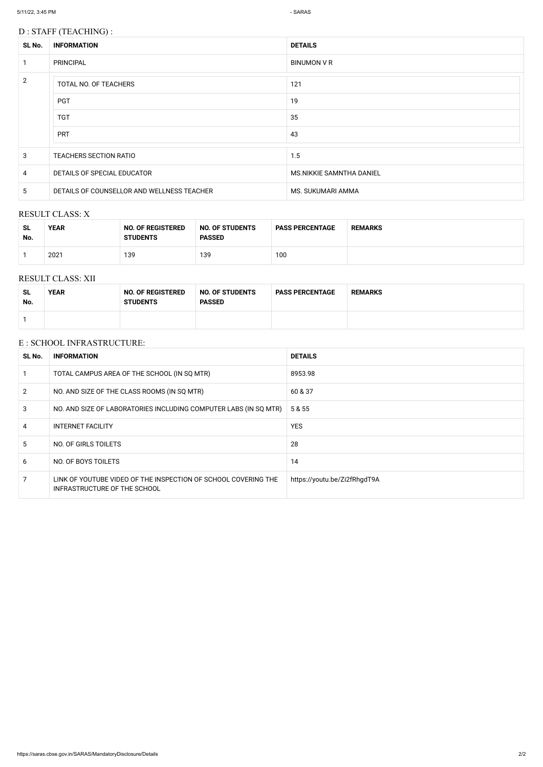## D : STAFF (TEACHING) :

| SL No. | INFORMATION | DETAILS |
|---|---|---|
| 1 | PRINCIPAL | BINUMON V R |
| 2 | TOTAL NO. OF TEACHERS | 121 |
| | PGT | 19 |
| | TGT | 35 |
| | PRT | 43 |
| 3 | TEACHERS SECTION RATIO | 1.5 |
| 4 | DETAILS OF SPECIAL EDUCATOR | MS.NIKKIE SAMNTHA DANIEL |
| 5 | DETAILS OF COUNSELLOR AND WELLNESS TEACHER | MS. SUKUMARI AMMA |

## RESULT CLASS: X

| SL No. | YEAR | NO. OF REGISTERED STUDENTS | NO. OF STUDENTS PASSED | PASS PERCENTAGE | REMARKS |
|---|---|---|---|---|---|
| 1 | 2021 | 139 | 139 | 100 | |

## RESULT CLASS: XII

| SL No. | YEAR | NO. OF REGISTERED STUDENTS | NO. OF STUDENTS PASSED | PASS PERCENTAGE | REMARKS |
|---|---|---|---|---|---|
| 1 | | | | | |

## E : SCHOOL INFRASTRUCTURE:

| SL No. | INFORMATION | DETAILS |
|---|---|---|
| 1 | TOTAL CAMPUS AREA OF THE SCHOOL (IN SQ MTR) | 8953.98 |
| 2 | NO. AND SIZE OF THE CLASS ROOMS (IN SQ MTR) | 60 & 37 |
| 3 | NO. AND SIZE OF LABORATORIES INCLUDING COMPUTER LABS (IN SQ MTR) | 5 & 55 |
| 4 | INTERNET FACILITY | YES |
| 5 | NO. OF GIRLS TOILETS | 28 |
| 6 | NO. OF BOYS TOILETS | 14 |
| 7 | LINK OF YOUTUBE VIDEO OF THE INSPECTION OF SCHOOL COVERING THE INFRASTRUCTURE OF THE SCHOOL | https://youtu.be/Zi2fRhgdT9A |